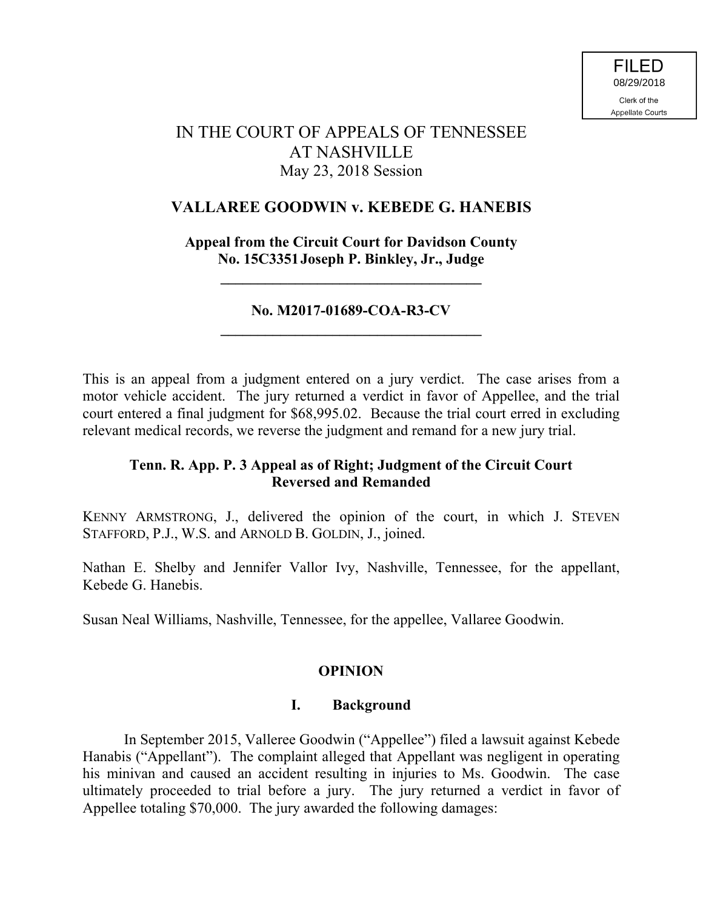FILED
08/29/2018
Clerk of the
Appellate Courts

# IN THE COURT OF APPEALS OF TENNESSEE AT NASHVILLE

May 23, 2018 Session

## VALLAREE GOODWIN v. KEBEDE G. HANEBIS

**Appeal from the Circuit Court for Davidson County**
**No. 15C3351 Joseph P. Binkley, Jr., Judge**

---

**No. M2017-01689-COA-R3-CV**

---

This is an appeal from a judgment entered on a jury verdict. The case arises from a motor vehicle accident. The jury returned a verdict in favor of Appellee, and the trial court entered a final judgment for $68,995.02. Because the trial court erred in excluding relevant medical records, we reverse the judgment and remand for a new jury trial.

**Tenn. R. App. P. 3 Appeal as of Right; Judgment of the Circuit Court Reversed and Remanded**

KENNY ARMSTRONG, J., delivered the opinion of the court, in which J. STEVEN STAFFORD, P.J., W.S. and ARNOLD B. GOLDIN, J., joined.

Nathan E. Shelby and Jennifer Vallor Ivy, Nashville, Tennessee, for the appellant, Kebede G. Hanebis.

Susan Neal Williams, Nashville, Tennessee, for the appellee, Vallaree Goodwin.

## OPINION

### I. Background

In September 2015, Valleree Goodwin ("Appellee") filed a lawsuit against Kebede Hanabis ("Appellant"). The complaint alleged that Appellant was negligent in operating his minivan and caused an accident resulting in injuries to Ms. Goodwin. The case ultimately proceeded to trial before a jury. The jury returned a verdict in favor of Appellee totaling $70,000. The jury awarded the following damages: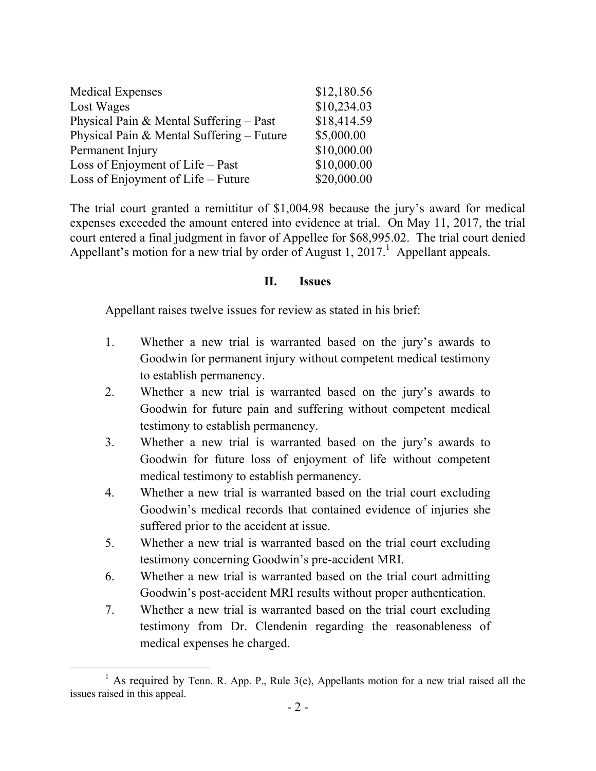| | |
|---|---|
| Medical Expenses | $12,180.56 |
| Lost Wages | $10,234.03 |
| Physical Pain & Mental Suffering – Past | $18,414.59 |
| Physical Pain & Mental Suffering – Future | $5,000.00 |
| Permanent Injury | $10,000.00 |
| Loss of Enjoyment of Life – Past | $10,000.00 |
| Loss of Enjoyment of Life – Future | $20,000.00 |

The trial court granted a remittitur of $1,004.98 because the jury's award for medical expenses exceeded the amount entered into evidence at trial. On May 11, 2017, the trial court entered a final judgment in favor of Appellee for $68,995.02. The trial court denied Appellant's motion for a new trial by order of August 1, 2017.[1] Appellant appeals.

## II. Issues

Appellant raises twelve issues for review as stated in his brief:

1. Whether a new trial is warranted based on the jury's awards to Goodwin for permanent injury without competent medical testimony to establish permanency.
2. Whether a new trial is warranted based on the jury's awards to Goodwin for future pain and suffering without competent medical testimony to establish permanency.
3. Whether a new trial is warranted based on the jury's awards to Goodwin for future loss of enjoyment of life without competent medical testimony to establish permanency.
4. Whether a new trial is warranted based on the trial court excluding Goodwin's medical records that contained evidence of injuries she suffered prior to the accident at issue.
5. Whether a new trial is warranted based on the trial court excluding testimony concerning Goodwin's pre-accident MRI.
6. Whether a new trial is warranted based on the trial court admitting Goodwin's post-accident MRI results without proper authentication.
7. Whether a new trial is warranted based on the trial court excluding testimony from Dr. Clendenin regarding the reasonableness of medical expenses he charged.

[1] As required by Tenn. R. App. P., Rule 3(e), Appellants motion for a new trial raised all the issues raised in this appeal.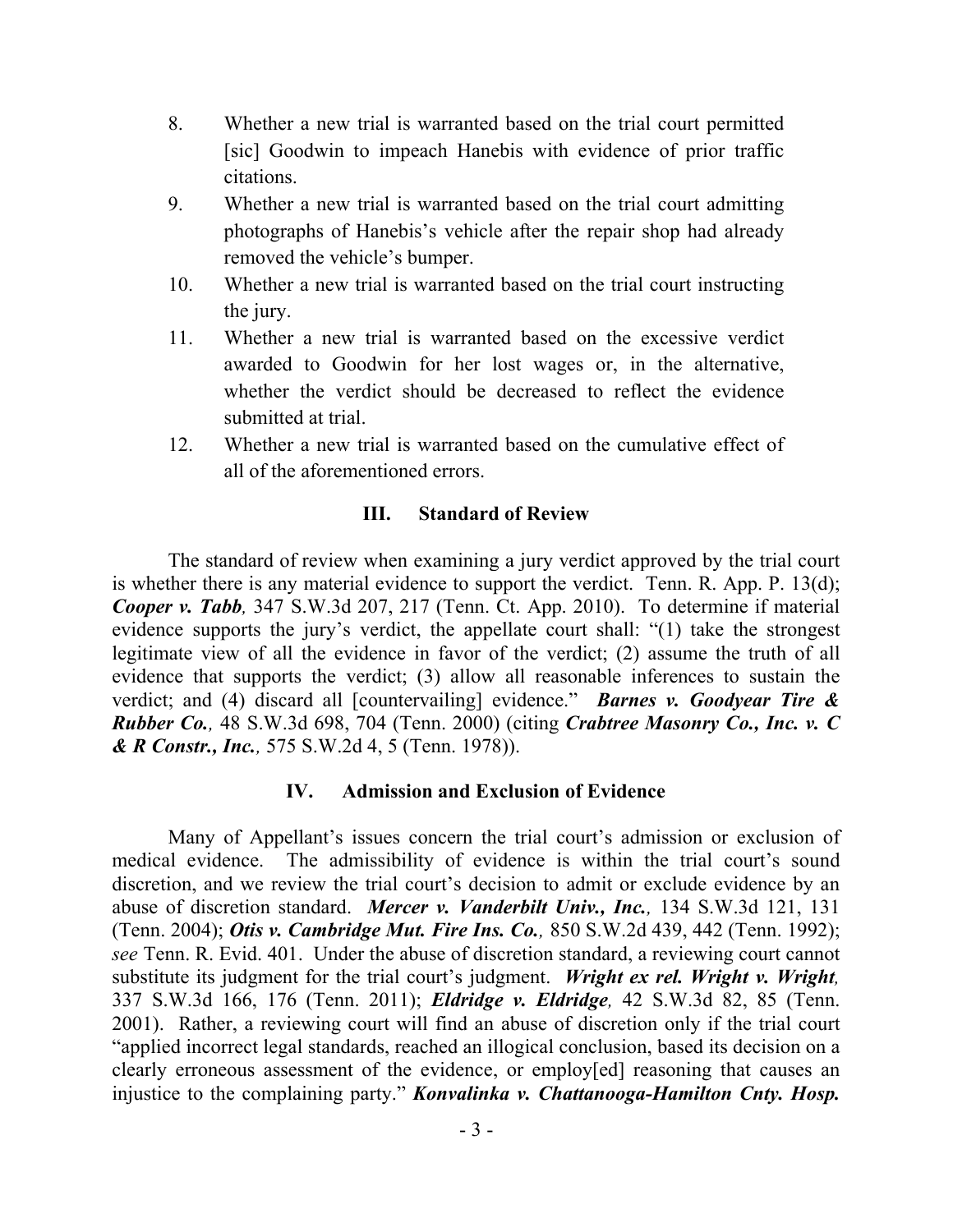8. Whether a new trial is warranted based on the trial court permitted [sic] Goodwin to impeach Hanebis with evidence of prior traffic citations.
9. Whether a new trial is warranted based on the trial court admitting photographs of Hanebis's vehicle after the repair shop had already removed the vehicle's bumper.
10. Whether a new trial is warranted based on the trial court instructing the jury.
11. Whether a new trial is warranted based on the excessive verdict awarded to Goodwin for her lost wages or, in the alternative, whether the verdict should be decreased to reflect the evidence submitted at trial.
12. Whether a new trial is warranted based on the cumulative effect of all of the aforementioned errors.

## III. Standard of Review

The standard of review when examining a jury verdict approved by the trial court is whether there is any material evidence to support the verdict. Tenn. R. App. P. 13(d); ***Cooper v. Tabb,*** 347 S.W.3d 207, 217 (Tenn. Ct. App. 2010). To determine if material evidence supports the jury's verdict, the appellate court shall: "(1) take the strongest legitimate view of all the evidence in favor of the verdict; (2) assume the truth of all evidence that supports the verdict; (3) allow all reasonable inferences to sustain the verdict; and (4) discard all [countervailing] evidence." ***Barnes v. Goodyear Tire & Rubber Co.,*** 48 S.W.3d 698, 704 (Tenn. 2000) (citing ***Crabtree Masonry Co., Inc. v. C & R Constr., Inc.,*** 575 S.W.2d 4, 5 (Tenn. 1978)).

## IV. Admission and Exclusion of Evidence

Many of Appellant's issues concern the trial court's admission or exclusion of medical evidence. The admissibility of evidence is within the trial court's sound discretion, and we review the trial court's decision to admit or exclude evidence by an abuse of discretion standard. ***Mercer v. Vanderbilt Univ., Inc.,*** 134 S.W.3d 121, 131 (Tenn. 2004); ***Otis v. Cambridge Mut. Fire Ins. Co.,*** 850 S.W.2d 439, 442 (Tenn. 1992); *see* Tenn. R. Evid. 401. Under the abuse of discretion standard, a reviewing court cannot substitute its judgment for the trial court's judgment. ***Wright ex rel. Wright v. Wright,*** 337 S.W.3d 166, 176 (Tenn. 2011); ***Eldridge v. Eldridge,*** 42 S.W.3d 82, 85 (Tenn. 2001). Rather, a reviewing court will find an abuse of discretion only if the trial court "applied incorrect legal standards, reached an illogical conclusion, based its decision on a clearly erroneous assessment of the evidence, or employ[ed] reasoning that causes an injustice to the complaining party." ***Konvalinka v. Chattanooga-Hamilton Cnty. Hosp.***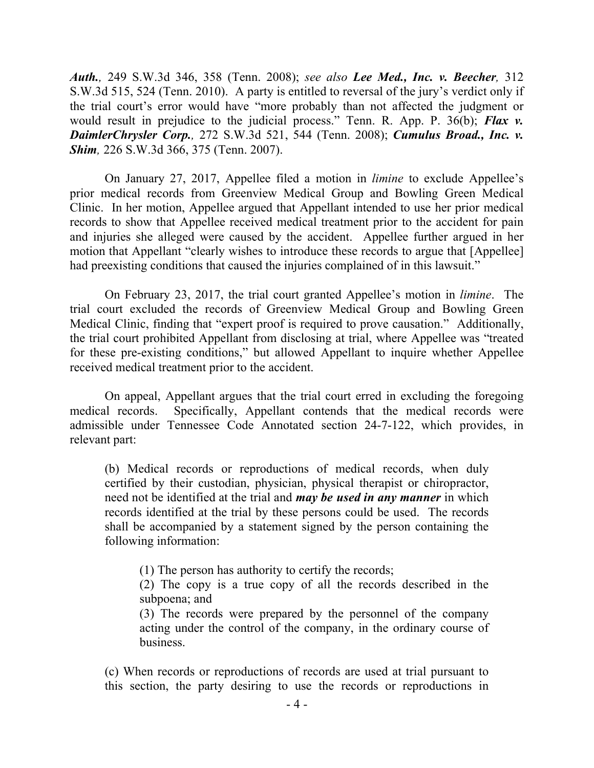***Auth.,*** 249 S.W.3d 346, 358 (Tenn. 2008); *see also* ***Lee Med., Inc. v. Beecher,*** 312 S.W.3d 515, 524 (Tenn. 2010). A party is entitled to reversal of the jury's verdict only if the trial court's error would have "more probably than not affected the judgment or would result in prejudice to the judicial process." Tenn. R. App. P. 36(b); ***Flax v. DaimlerChrysler Corp.,*** 272 S.W.3d 521, 544 (Tenn. 2008); ***Cumulus Broad., Inc. v. Shim,*** 226 S.W.3d 366, 375 (Tenn. 2007).

On January 27, 2017, Appellee filed a motion in *limine* to exclude Appellee's prior medical records from Greenview Medical Group and Bowling Green Medical Clinic. In her motion, Appellee argued that Appellant intended to use her prior medical records to show that Appellee received medical treatment prior to the accident for pain and injuries she alleged were caused by the accident. Appellee further argued in her motion that Appellant "clearly wishes to introduce these records to argue that [Appellee] had preexisting conditions that caused the injuries complained of in this lawsuit."

On February 23, 2017, the trial court granted Appellee's motion in *limine*. The trial court excluded the records of Greenview Medical Group and Bowling Green Medical Clinic, finding that "expert proof is required to prove causation." Additionally, the trial court prohibited Appellant from disclosing at trial, where Appellee was "treated for these pre-existing conditions," but allowed Appellant to inquire whether Appellee received medical treatment prior to the accident.

On appeal, Appellant argues that the trial court erred in excluding the foregoing medical records. Specifically, Appellant contends that the medical records were admissible under Tennessee Code Annotated section 24-7-122, which provides, in relevant part:

> (b) Medical records or reproductions of medical records, when duly certified by their custodian, physician, physical therapist or chiropractor, need not be identified at the trial and ***may be used in any manner*** in which records identified at the trial by these persons could be used. The records shall be accompanied by a statement signed by the person containing the following information:
>
> > (1) The person has authority to certify the records;
> > (2) The copy is a true copy of all the records described in the subpoena; and
> > (3) The records were prepared by the personnel of the company acting under the control of the company, in the ordinary course of business.
>
> (c) When records or reproductions of records are used at trial pursuant to this section, the party desiring to use the records or reproductions in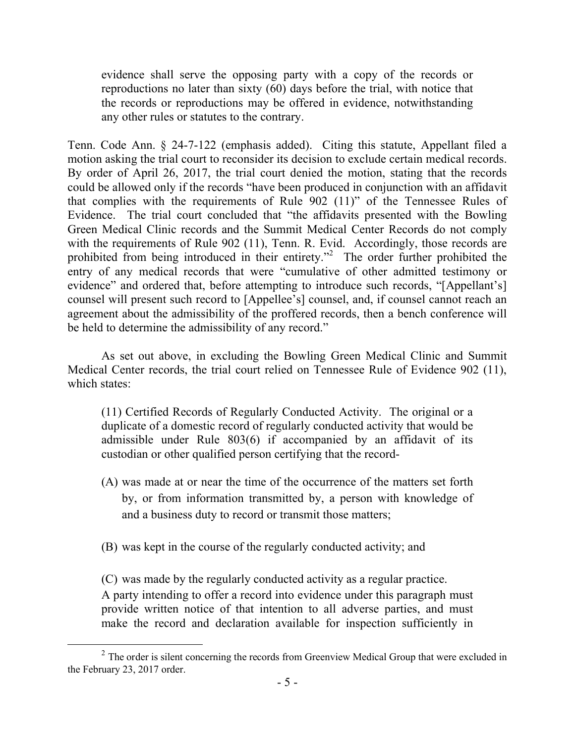> evidence shall serve the opposing party with a copy of the records or reproductions no later than sixty (60) days before the trial, with notice that the records or reproductions may be offered in evidence, notwithstanding any other rules or statutes to the contrary.

Tenn. Code Ann. § 24-7-122 (emphasis added). Citing this statute, Appellant filed a motion asking the trial court to reconsider its decision to exclude certain medical records. By order of April 26, 2017, the trial court denied the motion, stating that the records could be allowed only if the records "have been produced in conjunction with an affidavit that complies with the requirements of Rule 902 (11)" of the Tennessee Rules of Evidence. The trial court concluded that "the affidavits presented with the Bowling Green Medical Clinic records and the Summit Medical Center Records do not comply with the requirements of Rule 902 (11), Tenn. R. Evid. Accordingly, those records are prohibited from being introduced in their entirety."[2] The order further prohibited the entry of any medical records that were "cumulative of other admitted testimony or evidence" and ordered that, before attempting to introduce such records, "[Appellant's] counsel will present such record to [Appellee's] counsel, and, if counsel cannot reach an agreement about the admissibility of the proffered records, then a bench conference will be held to determine the admissibility of any record."

As set out above, in excluding the Bowling Green Medical Clinic and Summit Medical Center records, the trial court relied on Tennessee Rule of Evidence 902 (11), which states:

> (11) Certified Records of Regularly Conducted Activity. The original or a duplicate of a domestic record of regularly conducted activity that would be admissible under Rule 803(6) if accompanied by an affidavit of its custodian or other qualified person certifying that the record-
>
> (A) was made at or near the time of the occurrence of the matters set forth by, or from information transmitted by, a person with knowledge of and a business duty to record or transmit those matters;
>
> (B) was kept in the course of the regularly conducted activity; and
>
> (C) was made by the regularly conducted activity as a regular practice.
>
> A party intending to offer a record into evidence under this paragraph must provide written notice of that intention to all adverse parties, and must make the record and declaration available for inspection sufficiently in

[2] The order is silent concerning the records from Greenview Medical Group that were excluded in the February 23, 2017 order.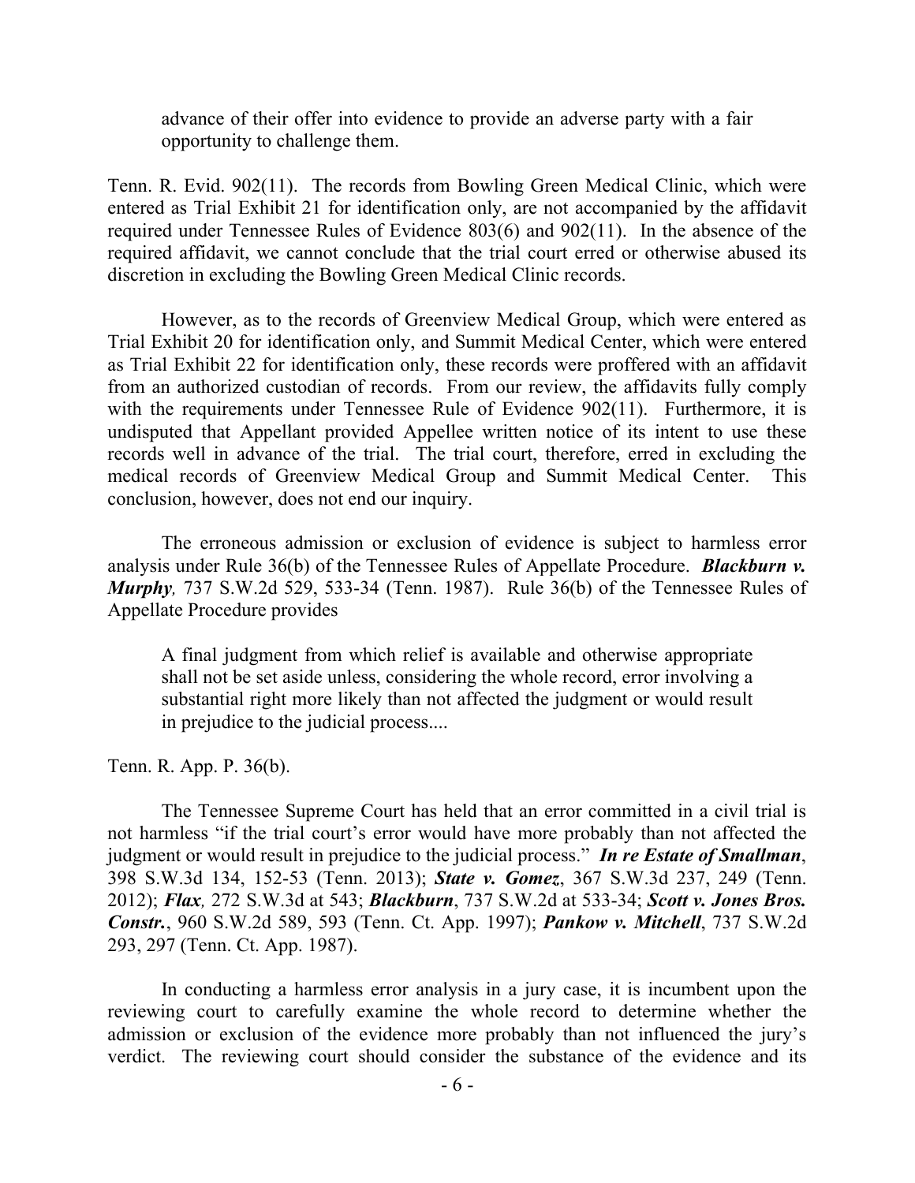advance of their offer into evidence to provide an adverse party with a fair opportunity to challenge them.

Tenn. R. Evid. 902(11). The records from Bowling Green Medical Clinic, which were entered as Trial Exhibit 21 for identification only, are not accompanied by the affidavit required under Tennessee Rules of Evidence 803(6) and 902(11). In the absence of the required affidavit, we cannot conclude that the trial court erred or otherwise abused its discretion in excluding the Bowling Green Medical Clinic records.

However, as to the records of Greenview Medical Group, which were entered as Trial Exhibit 20 for identification only, and Summit Medical Center, which were entered as Trial Exhibit 22 for identification only, these records were proffered with an affidavit from an authorized custodian of records. From our review, the affidavits fully comply with the requirements under Tennessee Rule of Evidence 902(11). Furthermore, it is undisputed that Appellant provided Appellee written notice of its intent to use these records well in advance of the trial. The trial court, therefore, erred in excluding the medical records of Greenview Medical Group and Summit Medical Center. This conclusion, however, does not end our inquiry.

The erroneous admission or exclusion of evidence is subject to harmless error analysis under Rule 36(b) of the Tennessee Rules of Appellate Procedure. ***Blackburn v. Murphy,*** 737 S.W.2d 529, 533-34 (Tenn. 1987). Rule 36(b) of the Tennessee Rules of Appellate Procedure provides

> A final judgment from which relief is available and otherwise appropriate shall not be set aside unless, considering the whole record, error involving a substantial right more likely than not affected the judgment or would result in prejudice to the judicial process....

Tenn. R. App. P. 36(b).

The Tennessee Supreme Court has held that an error committed in a civil trial is not harmless "if the trial court's error would have more probably than not affected the judgment or would result in prejudice to the judicial process." ***In re Estate of Smallman***, 398 S.W.3d 134, 152-53 (Tenn. 2013); ***State v. Gomez***, 367 S.W.3d 237, 249 (Tenn. 2012); ***Flax,*** 272 S.W.3d at 543; ***Blackburn***, 737 S.W.2d at 533-34; ***Scott v. Jones Bros. Constr.***, 960 S.W.2d 589, 593 (Tenn. Ct. App. 1997); ***Pankow v. Mitchell***, 737 S.W.2d 293, 297 (Tenn. Ct. App. 1987).

In conducting a harmless error analysis in a jury case, it is incumbent upon the reviewing court to carefully examine the whole record to determine whether the admission or exclusion of the evidence more probably than not influenced the jury's verdict. The reviewing court should consider the substance of the evidence and its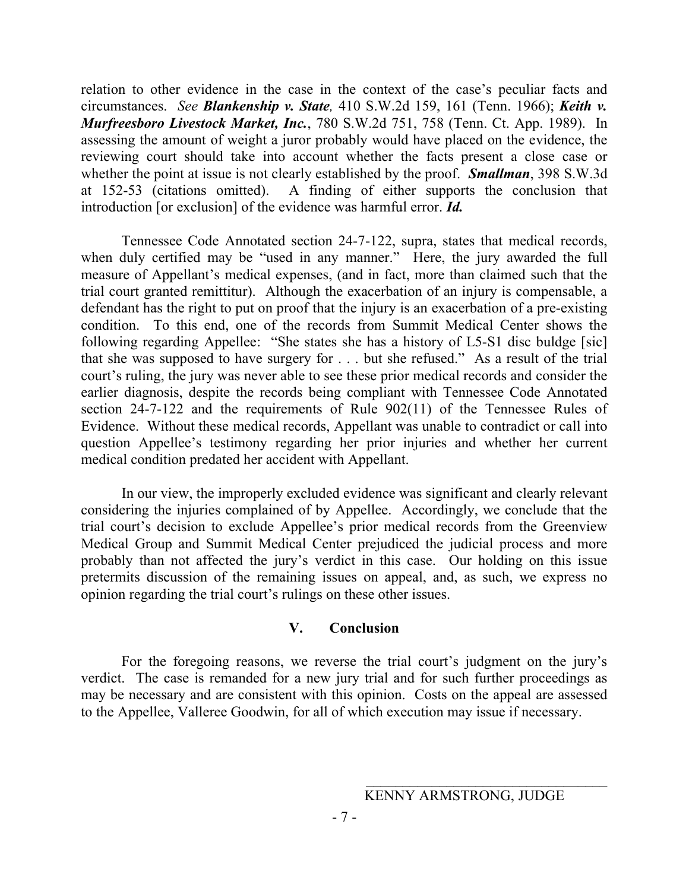relation to other evidence in the case in the context of the case's peculiar facts and circumstances. *See* ***Blankenship v. State,*** 410 S.W.2d 159, 161 (Tenn. 1966); ***Keith v. Murfreesboro Livestock Market, Inc.***, 780 S.W.2d 751, 758 (Tenn. Ct. App. 1989). In assessing the amount of weight a juror probably would have placed on the evidence, the reviewing court should take into account whether the facts present a close case or whether the point at issue is not clearly established by the proof. ***Smallman***, 398 S.W.3d at 152-53 (citations omitted). A finding of either supports the conclusion that introduction [or exclusion] of the evidence was harmful error. ***Id.***

Tennessee Code Annotated section 24-7-122, supra, states that medical records, when duly certified may be "used in any manner." Here, the jury awarded the full measure of Appellant's medical expenses, (and in fact, more than claimed such that the trial court granted remittitur). Although the exacerbation of an injury is compensable, a defendant has the right to put on proof that the injury is an exacerbation of a pre-existing condition. To this end, one of the records from Summit Medical Center shows the following regarding Appellee: "She states she has a history of L5-S1 disc buldge [sic] that she was supposed to have surgery for . . . but she refused." As a result of the trial court's ruling, the jury was never able to see these prior medical records and consider the earlier diagnosis, despite the records being compliant with Tennessee Code Annotated section 24-7-122 and the requirements of Rule 902(11) of the Tennessee Rules of Evidence. Without these medical records, Appellant was unable to contradict or call into question Appellee's testimony regarding her prior injuries and whether her current medical condition predated her accident with Appellant.

In our view, the improperly excluded evidence was significant and clearly relevant considering the injuries complained of by Appellee. Accordingly, we conclude that the trial court's decision to exclude Appellee's prior medical records from the Greenview Medical Group and Summit Medical Center prejudiced the judicial process and more probably than not affected the jury's verdict in this case. Our holding on this issue pretermits discussion of the remaining issues on appeal, and, as such, we express no opinion regarding the trial court's rulings on these other issues.

## V. Conclusion

For the foregoing reasons, we reverse the trial court's judgment on the jury's verdict. The case is remanded for a new jury trial and for such further proceedings as may be necessary and are consistent with this opinion. Costs on the appeal are assessed to the Appellee, Valleree Goodwin, for all of which execution may issue if necessary.

\_\_\_\_\_\_\_\_\_\_\_\_\_\_\_\_\_\_\_\_\_\_\_\_\_\_\_\_\_\_\_\_\_\_

KENNY ARMSTRONG, JUDGE